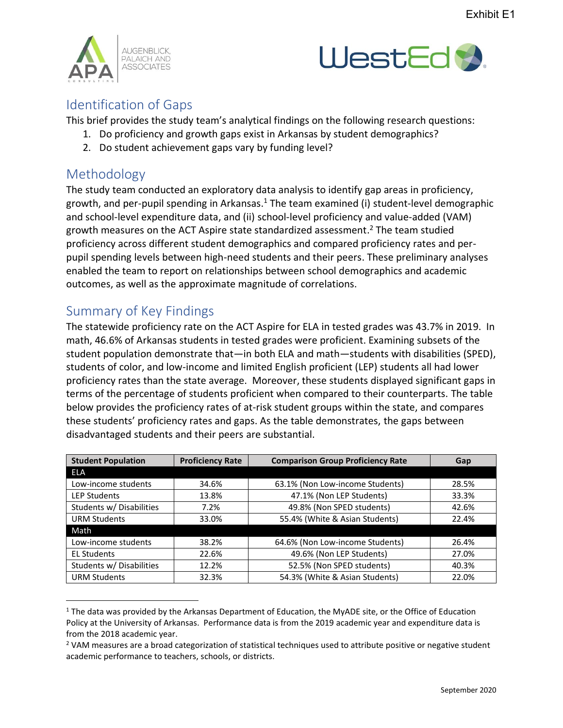Exhibit E1

## Identification of Gaps

This brief provides the study team's analytical findings on the following research questions:

1. Do proficiency and growth gaps exist in Arkansas by student demographics?
2. Do student achievement gaps vary by funding level?

## Methodology

The study team conducted an exploratory data analysis to identify gap areas in proficiency, growth, and per-pupil spending in Arkansas.[1] The team examined (i) student-level demographic and school-level expenditure data, and (ii) school-level proficiency and value-added (VAM) growth measures on the ACT Aspire state standardized assessment.[2] The team studied proficiency across different student demographics and compared proficiency rates and per-pupil spending levels between high-need students and their peers. These preliminary analyses enabled the team to report on relationships between school demographics and academic outcomes, as well as the approximate magnitude of correlations.

## Summary of Key Findings

The statewide proficiency rate on the ACT Aspire for ELA in tested grades was 43.7% in 2019. In math, 46.6% of Arkansas students in tested grades were proficient. Examining subsets of the student population demonstrate that—in both ELA and math—students with disabilities (SPED), students of color, and low-income and limited English proficient (LEP) students all had lower proficiency rates than the state average. Moreover, these students displayed significant gaps in terms of the percentage of students proficient when compared to their counterparts. The table below provides the proficiency rates of at-risk student groups within the state, and compares these students' proficiency rates and gaps. As the table demonstrates, the gaps between disadvantaged students and their peers are substantial.

| Student Population | Proficiency Rate | Comparison Group Proficiency Rate | Gap |
|---|---|---|---|
| **ELA** | | | |
| Low-income students | 34.6% | 63.1% (Non Low-income Students) | 28.5% |
| LEP Students | 13.8% | 47.1% (Non LEP Students) | 33.3% |
| Students w/ Disabilities | 7.2% | 49.8% (Non SPED students) | 42.6% |
| URM Students | 33.0% | 55.4% (White & Asian Students) | 22.4% |
| **Math** | | | |
| Low-income students | 38.2% | 64.6% (Non Low-income Students) | 26.4% |
| EL Students | 22.6% | 49.6% (Non LEP Students) | 27.0% |
| Students w/ Disabilities | 12.2% | 52.5% (Non SPED students) | 40.3% |
| URM Students | 32.3% | 54.3% (White & Asian Students) | 22.0% |

[1] The data was provided by the Arkansas Department of Education, the MyADE site, or the Office of Education Policy at the University of Arkansas. Performance data is from the 2019 academic year and expenditure data is from the 2018 academic year.

[2] VAM measures are a broad categorization of statistical techniques used to attribute positive or negative student academic performance to teachers, schools, or districts.

September 2020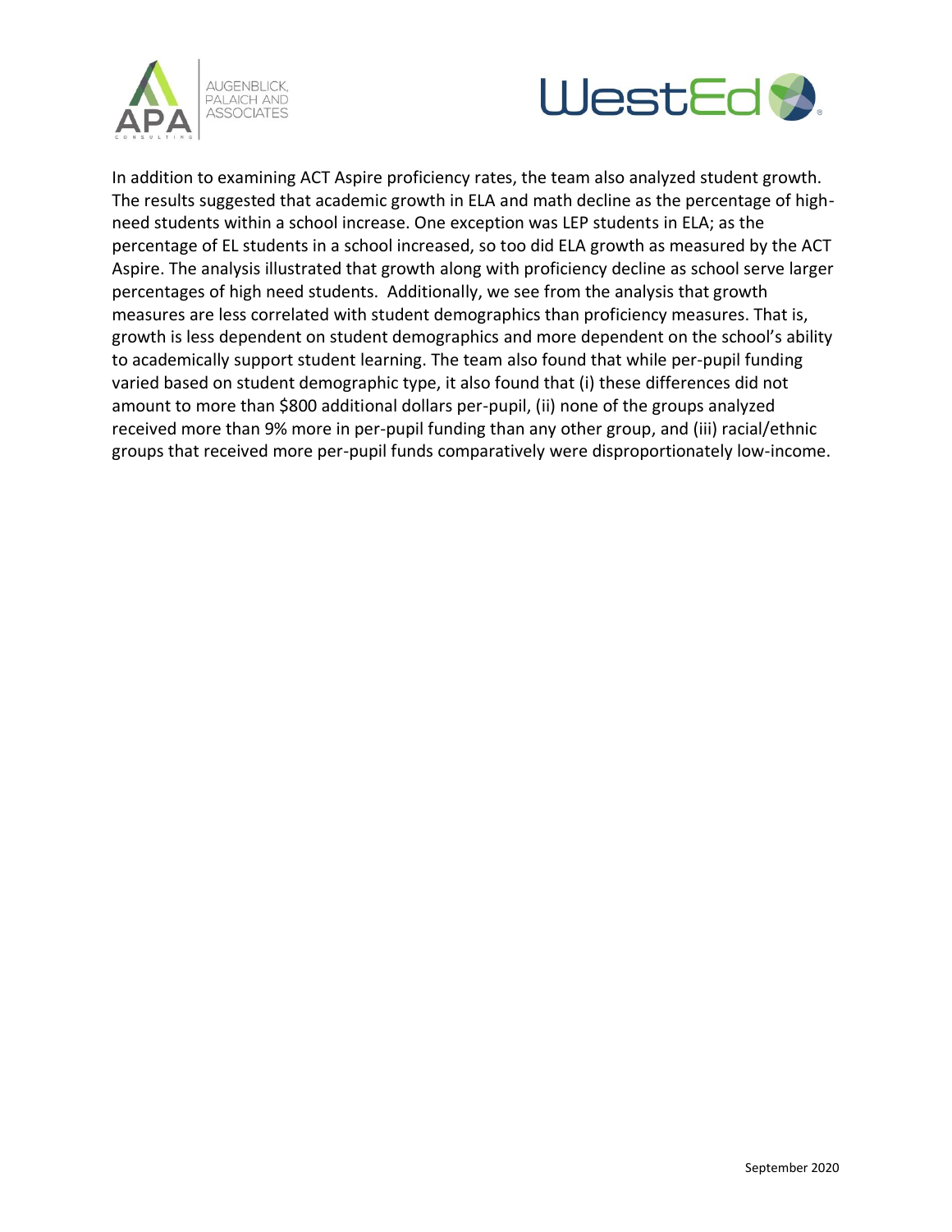In addition to examining ACT Aspire proficiency rates, the team also analyzed student growth. The results suggested that academic growth in ELA and math decline as the percentage of high-need students within a school increase. One exception was LEP students in ELA; as the percentage of EL students in a school increased, so too did ELA growth as measured by the ACT Aspire. The analysis illustrated that growth along with proficiency decline as school serve larger percentages of high need students. Additionally, we see from the analysis that growth measures are less correlated with student demographics than proficiency measures. That is, growth is less dependent on student demographics and more dependent on the school's ability to academically support student learning. The team also found that while per-pupil funding varied based on student demographic type, it also found that (i) these differences did not amount to more than \$800 additional dollars per-pupil, (ii) none of the groups analyzed received more than 9% more in per-pupil funding than any other group, and (iii) racial/ethnic groups that received more per-pupil funds comparatively were disproportionately low-income.